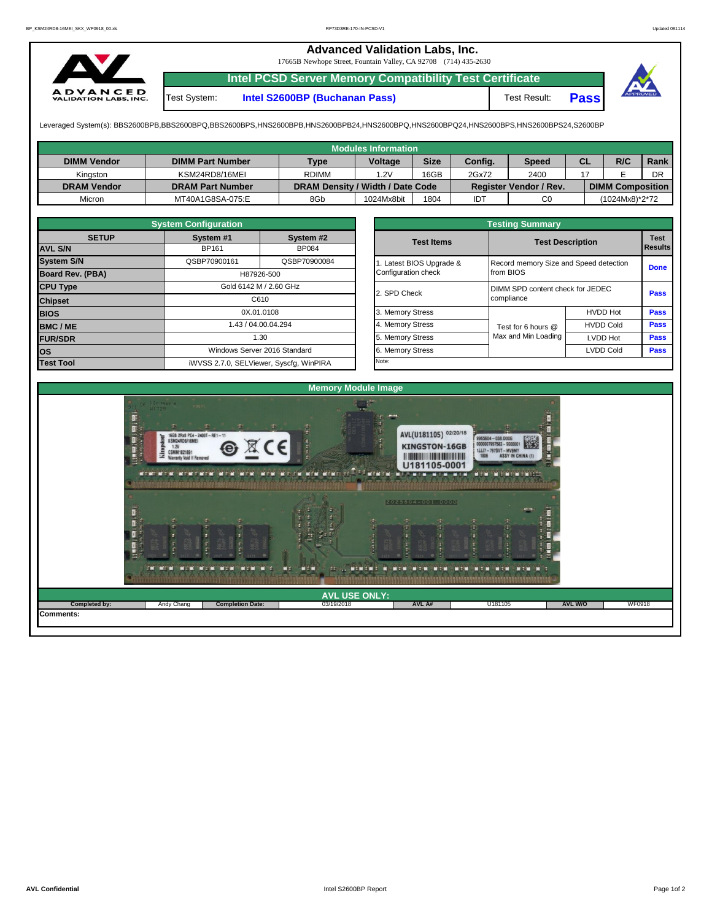# Advanced Validation Labs, Inc.

17665B Newhope Street, Fountain Valley, CA 92708 (714) 435-2630

## Intel PCSD Server Memory Compatibility Test Certificate

| Test System: | Intel S2600BP (Buchanan Pass) | Test Result: | Pass |
|---|---|---|---|

Leveraged System(s): BBS2600BPB,BBS2600BPQ,BBS2600BPS,HNS2600BPB,HNS2600BPB24,HNS2600BPQ,HNS2600BPQ24,HNS2600BPS,HNS2600BPS24,S2600BP

### Modules Information

| DIMM Vendor | DIMM Part Number | Type | Voltage | Size | Config. | Speed | CL | R/C | Rank |
|---|---|---|---|---|---|---|---|---|---|
| Kingston | KSM24RD8/16MEI | RDIMM | 1.2V | 16GB | 2Gx72 | 2400 | 17 | E | DR |
| **DRAM Vendor** | **DRAM Part Number** | **DRAM Density / Width / Date Code** | | | **Register Vendor / Rev.** | | **DIMM Composition** | | |
| Micron | MT40A1G8SA-075:E | 8Gb | 1024Mx8bit | 1804 | IDT | C0 | (1024Mx8)*2*72 | | |

### System Configuration

| SETUP | System #1 | System #2 |
|---|---|---|
| AVL S/N | BP161 | BP084 |
| System S/N | QSBP70900161 | QSBP70900084 |
| Board Rev. (PBA) | H87926-500 | |
| CPU Type | Gold 6142 M / 2.60 GHz | |
| Chipset | C610 | |
| BIOS | 0X.01.0108 | |
| BMC / ME | 1.43 / 04.00.04.294 | |
| FUR/SDR | 1.30 | |
| OS | Windows Server 2016 Standard | |
| Test Tool | iWVSS 2.7.0, SELViewer, Syscfg, WinPIRA | |

### Testing Summary

| Test Items | Test Description | | Test Results |
|---|---|---|---|
| 1. Latest BIOS Upgrade & Configuration check | Record memory Size and Speed detection from BIOS | | Done |
| 2. SPD Check | DIMM SPD content check for JEDEC compliance | | Pass |
| 3. Memory Stress | Test for 6 hours @ Max and Min Loading | HVDD Hot | Pass |
| 4. Memory Stress | | HVDD Cold | Pass |
| 5. Memory Stress | | LVDD Hot | Pass |
| 6. Memory Stress | | LVDD Cold | Pass |
| Note: | | | |

### Memory Module Image

### AVL USE ONLY:

| Completed by: | Andy Chang | Completion Date: | 03/19/2018 | AVL A# | U181105 | AVL W/O | WF0918 |
|---|---|---|---|---|---|---|---|

**Comments:**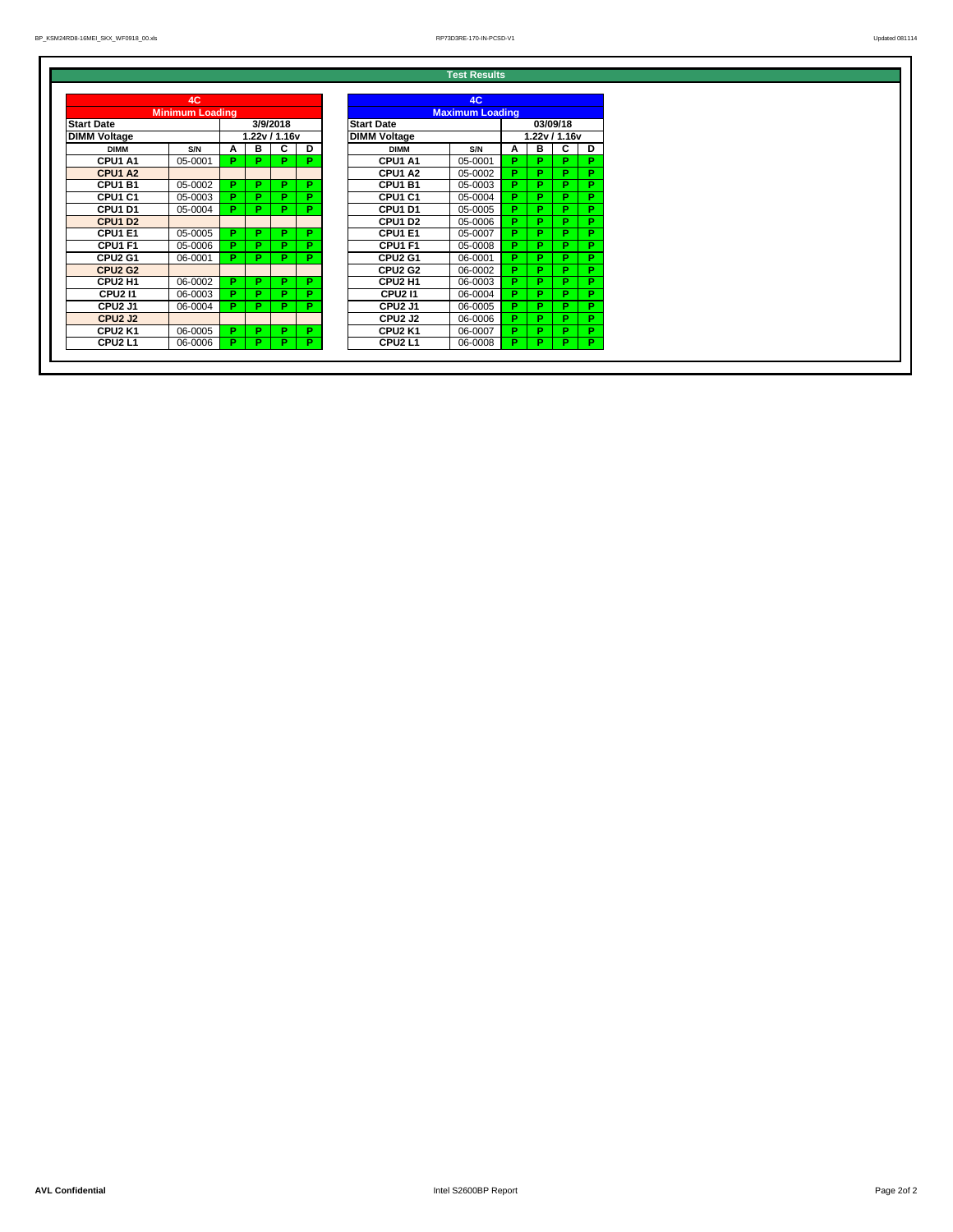## Test Results

| 4C Minimum Loading | | | | | |
|---|---|---|---|---|---|
| **Start Date** | | 3/9/2018 | | | |
| **DIMM Voltage** | | 1.22v / 1.16v | | | |
| **DIMM** | **S/N** | **A** | **B** | **C** | **D** |
| **CPU1 A1** | 05-0001 | P | P | P | P |
| **CPU1 A2** | | | | | |
| **CPU1 B1** | 05-0002 | P | P | P | P |
| **CPU1 C1** | 05-0003 | P | P | P | P |
| **CPU1 D1** | 05-0004 | P | P | P | P |
| **CPU1 D2** | | | | | |
| **CPU1 E1** | 05-0005 | P | P | P | P |
| **CPU1 F1** | 05-0006 | P | P | P | P |
| **CPU2 G1** | 06-0001 | P | P | P | P |
| **CPU2 G2** | | | | | |
| **CPU2 H1** | 06-0002 | P | P | P | P |
| **CPU2 I1** | 06-0003 | P | P | P | P |
| **CPU2 J1** | 06-0004 | P | P | P | P |
| **CPU2 J2** | | | | | |
| **CPU2 K1** | 06-0005 | P | P | P | P |
| **CPU2 L1** | 06-0006 | P | P | P | P |

| 4C Maximum Loading | | | | | |
|---|---|---|---|---|---|
| **Start Date** | | 03/09/18 | | | |
| **DIMM Voltage** | | 1.22v / 1.16v | | | |
| **DIMM** | **S/N** | **A** | **B** | **C** | **D** |
| **CPU1 A1** | 05-0001 | P | P | P | P |
| **CPU1 A2** | 05-0002 | P | P | P | P |
| **CPU1 B1** | 05-0003 | P | P | P | P |
| **CPU1 C1** | 05-0004 | P | P | P | P |
| **CPU1 D1** | 05-0005 | P | P | P | P |
| **CPU1 D2** | 05-0006 | P | P | P | P |
| **CPU1 E1** | 05-0007 | P | P | P | P |
| **CPU1 F1** | 05-0008 | P | P | P | P |
| **CPU2 G1** | 06-0001 | P | P | P | P |
| **CPU2 G2** | 06-0002 | P | P | P | P |
| **CPU2 H1** | 06-0003 | P | P | P | P |
| **CPU2 I1** | 06-0004 | P | P | P | P |
| **CPU2 J1** | 06-0005 | P | P | P | P |
| **CPU2 J2** | 06-0006 | P | P | P | P |
| **CPU2 K1** | 06-0007 | P | P | P | P |
| **CPU2 L1** | 06-0008 | P | P | P | P |